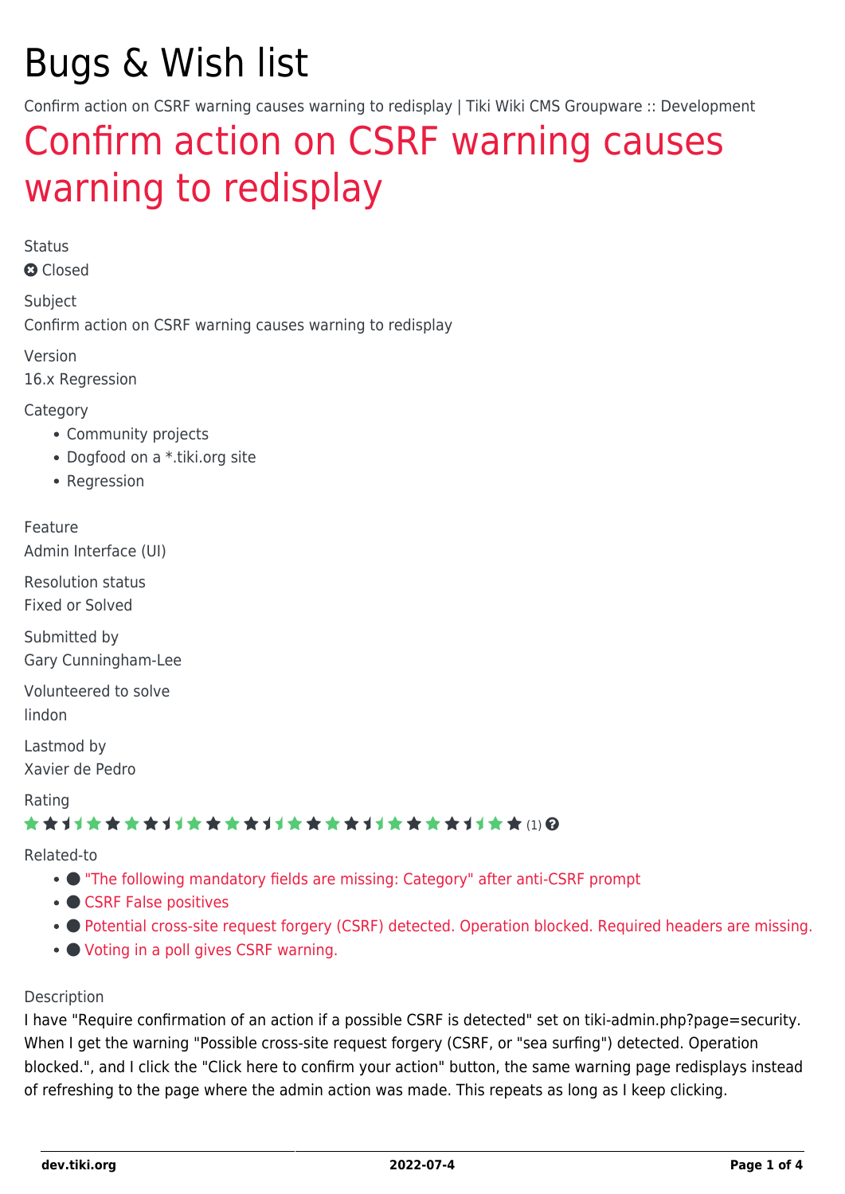# Bugs & Wish list

Confirm action on CSRF warning causes warning to redisplay | Tiki Wiki CMS Groupware :: Development

## Confirm action on CSRF warning causes warning to redisplay

Status

Closed

Subject

Confirm action on CSRF warning causes warning to redisplay

Version

16.x Regression

Category

- Community projects
- Dogfood on a *.tiki.org site
- Regression

Feature

Admin Interface (UI)

Resolution status

Fixed or Solved

Submitted by

Gary Cunningham-Lee

Volunteered to solve

lindon

Lastmod by

Xavier de Pedro

Rating

(1)

Related-to

- "The following mandatory fields are missing: Category" after anti-CSRF prompt
- CSRF False positives
- Potential cross-site request forgery (CSRF) detected. Operation blocked. Required headers are missing.
- Voting in a poll gives CSRF warning.

Description

I have "Require confirmation of an action if a possible CSRF is detected" set on tiki-admin.php?page=security. When I get the warning "Possible cross-site request forgery (CSRF, or "sea surfing") detected. Operation blocked.", and I click the "Click here to confirm your action" button, the same warning page redisplays instead of refreshing to the page where the admin action was made. This repeats as long as I keep clicking.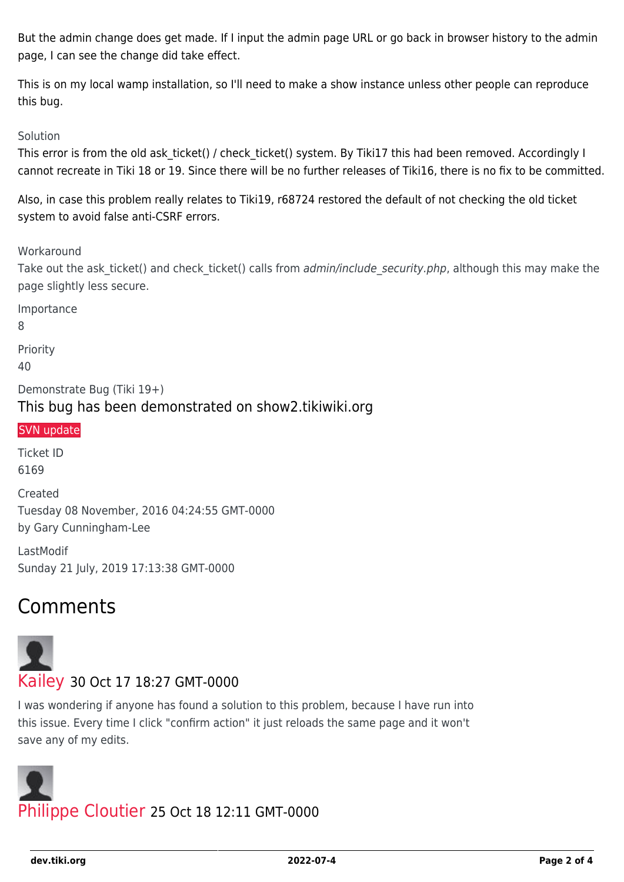But the admin change does get made. If I input the admin page URL or go back in browser history to the admin page, I can see the change did take effect.

This is on my local wamp installation, so I'll need to make a show instance unless other people can reproduce this bug.

Solution

This error is from the old ask_ticket() / check_ticket() system. By Tiki17 this had been removed. Accordingly I cannot recreate in Tiki 18 or 19. Since there will be no further releases of Tiki16, there is no fix to be committed.

Also, in case this problem really relates to Tiki19, r68724 restored the default of not checking the old ticket system to avoid false anti-CSRF errors.

Workaround

Take out the ask_ticket() and check_ticket() calls from *admin/include_security.php*, although this may make the page slightly less secure.

Importance

8

Priority

40

Demonstrate Bug (Tiki 19+)

This bug has been demonstrated on show2.tikiwiki.org

SVN update

Ticket ID

6169

Created

Tuesday 08 November, 2016 04:24:55 GMT-0000
by Gary Cunningham-Lee

LastModif

Sunday 21 July, 2019 17:13:38 GMT-0000

## Comments

Kailey 30 Oct 17 18:27 GMT-0000

I was wondering if anyone has found a solution to this problem, because I have run into this issue. Every time I click "confirm action" it just reloads the same page and it won't save any of my edits.

Philippe Cloutier 25 Oct 18 12:11 GMT-0000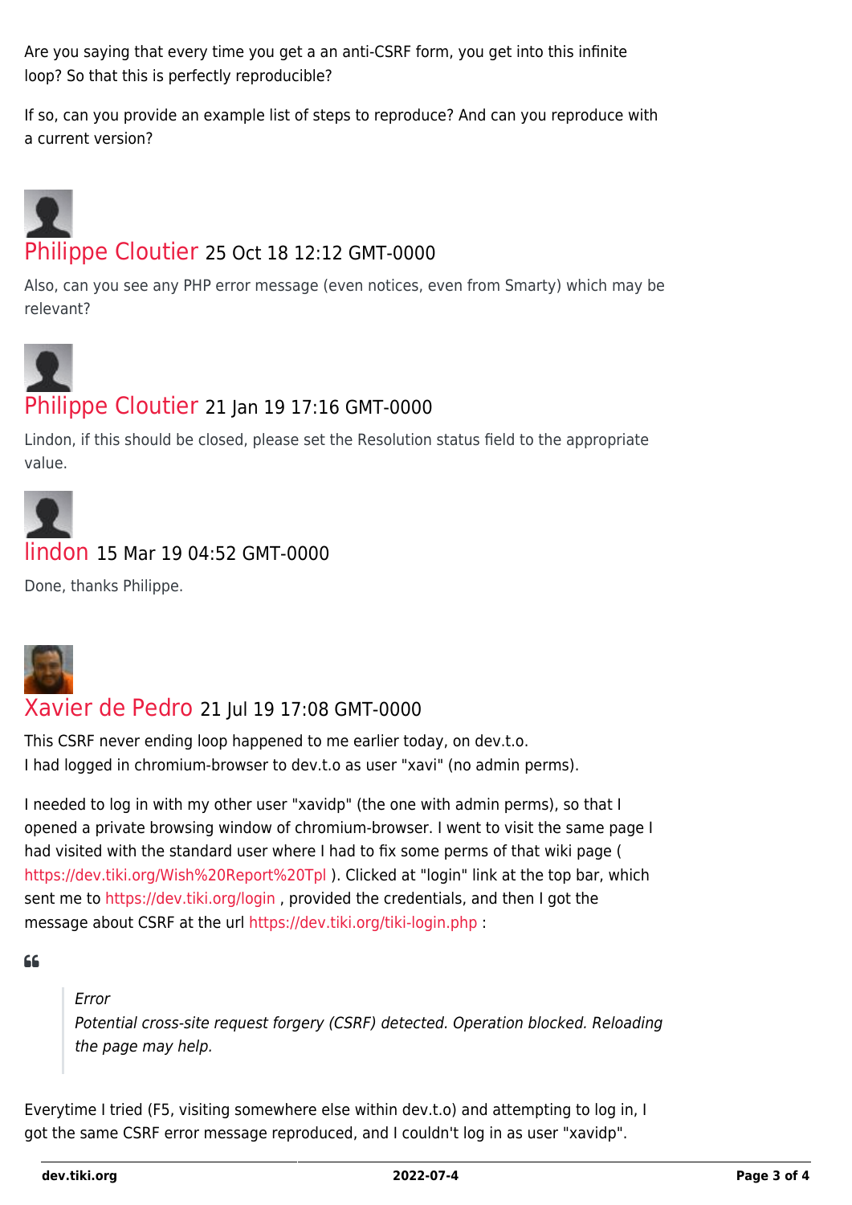Are you saying that every time you get a an anti-CSRF form, you get into this infinite loop? So that this is perfectly reproducible?

If so, can you provide an example list of steps to reproduce? And can you reproduce with a current version?

## Philippe Cloutier 25 Oct 18 12:12 GMT-0000

Also, can you see any PHP error message (even notices, even from Smarty) which may be relevant?

## Philippe Cloutier 21 Jan 19 17:16 GMT-0000

Lindon, if this should be closed, please set the Resolution status field to the appropriate value.

## lindon 15 Mar 19 04:52 GMT-0000

Done, thanks Philippe.

## Xavier de Pedro 21 Jul 19 17:08 GMT-0000

This CSRF never ending loop happened to me earlier today, on dev.t.o.
I had logged in chromium-browser to dev.t.o as user "xavi" (no admin perms).

I needed to log in with my other user "xavidp" (the one with admin perms), so that I opened a private browsing window of chromium-browser. I went to visit the same page I had visited with the standard user where I had to fix some perms of that wiki page ( https://dev.tiki.org/Wish%20Report%20Tpl ). Clicked at "login" link at the top bar, which sent me to https://dev.tiki.org/login , provided the credentials, and then I got the message about CSRF at the url https://dev.tiki.org/tiki-login.php :

> *Error*
> *Potential cross-site request forgery (CSRF) detected. Operation blocked. Reloading the page may help.*

Everytime I tried (F5, visiting somewhere else within dev.t.o) and attempting to log in, I got the same CSRF error message reproduced, and I couldn't log in as user "xavidp".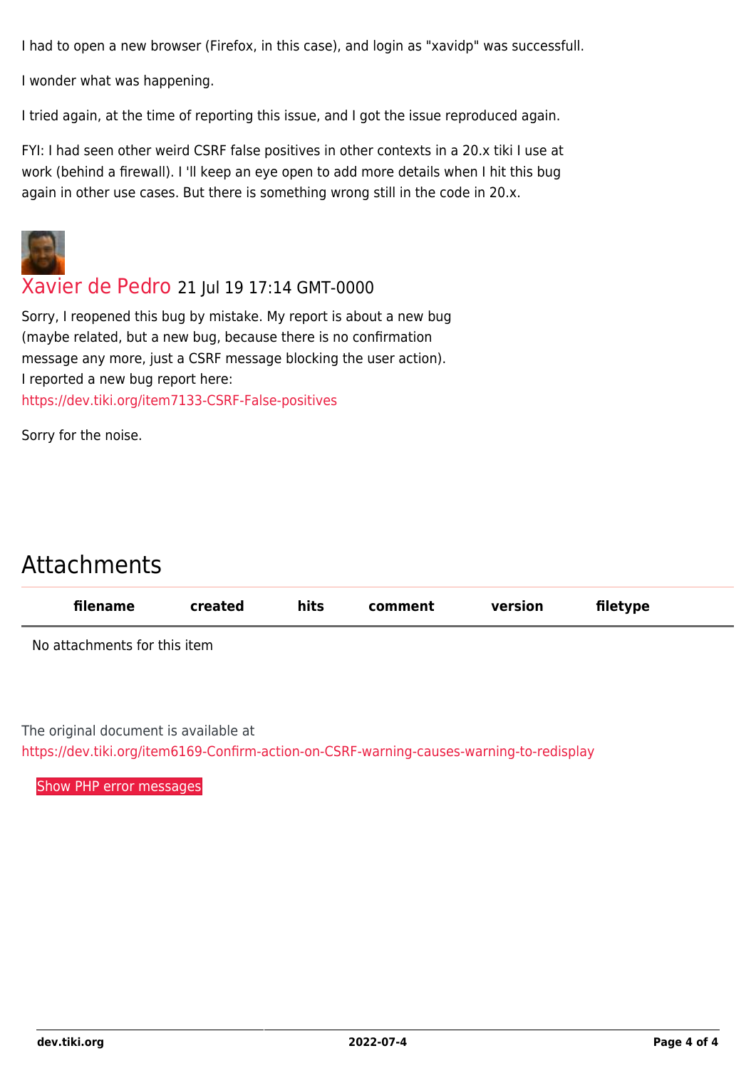I had to open a new browser (Firefox, in this case), and login as "xavidp" was successfull.

I wonder what was happening.

I tried again, at the time of reporting this issue, and I got the issue reproduced again.

FYI: I had seen other weird CSRF false positives in other contexts in a 20.x tiki I use at work (behind a firewall). I 'll keep an eye open to add more details when I hit this bug again in other use cases. But there is something wrong still in the code in 20.x.

Xavier de Pedro 21 Jul 19 17:14 GMT-0000

Sorry, I reopened this bug by mistake. My report is about a new bug (maybe related, but a new bug, because there is no confirmation message any more, just a CSRF message blocking the user action). I reported a new bug report here: https://dev.tiki.org/item7133-CSRF-False-positives

Sorry for the noise.

## Attachments

| filename | created | hits | comment | version | filetype |
|---|---|---|---|---|---|

No attachments for this item

The original document is available at https://dev.tiki.org/item6169-Confirm-action-on-CSRF-warning-causes-warning-to-redisplay

Show PHP error messages